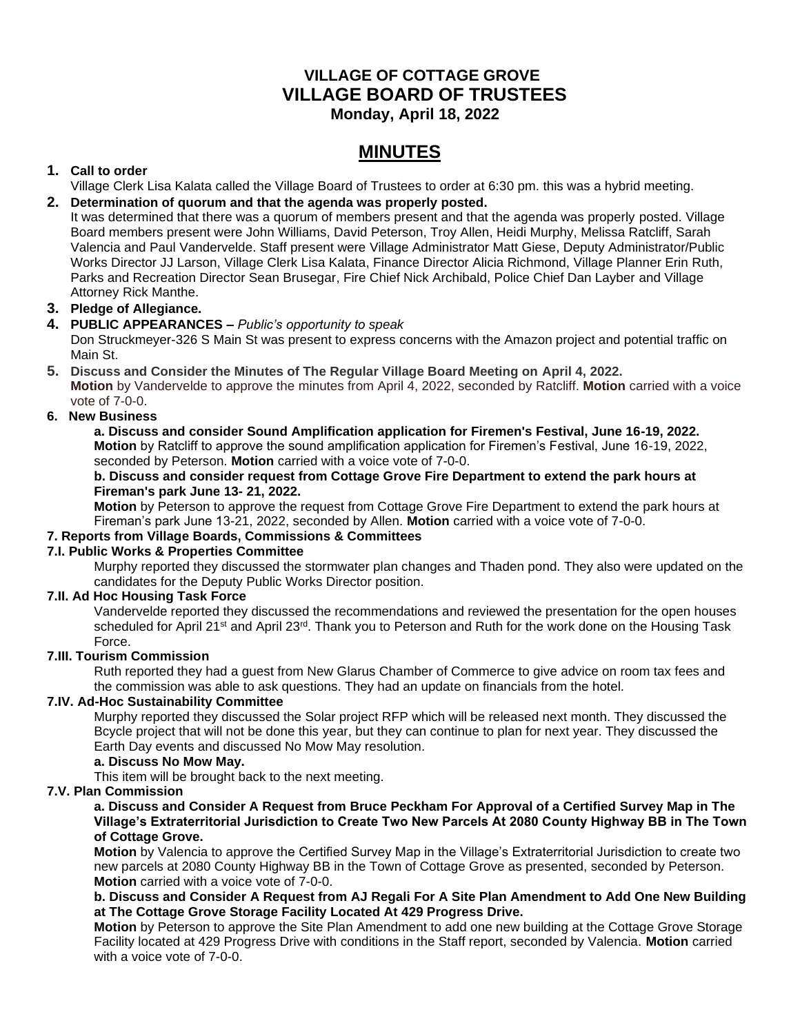# VILLAGE OF COTTAGE GROVE
# VILLAGE BOARD OF TRUSTEES
### Monday, April 18, 2022

## MINUTES

**1. Call to order**

Village Clerk Lisa Kalata called the Village Board of Trustees to order at 6:30 pm. this was a hybrid meeting.

**2. Determination of quorum and that the agenda was properly posted.**

It was determined that there was a quorum of members present and that the agenda was properly posted. Village Board members present were John Williams, David Peterson, Troy Allen, Heidi Murphy, Melissa Ratcliff, Sarah Valencia and Paul Vandervelde. Staff present were Village Administrator Matt Giese, Deputy Administrator/Public Works Director JJ Larson, Village Clerk Lisa Kalata, Finance Director Alicia Richmond, Village Planner Erin Ruth, Parks and Recreation Director Sean Brusegar, Fire Chief Nick Archibald, Police Chief Dan Layber and Village Attorney Rick Manthe.

**3. Pledge of Allegiance.**

**4. PUBLIC APPEARANCES –** *Public's opportunity to speak*

Don Struckmeyer-326 S Main St was present to express concerns with the Amazon project and potential traffic on Main St.

**5. Discuss and Consider the Minutes of The Regular Village Board Meeting on April 4, 2022.**

**Motion** by Vandervelde to approve the minutes from April 4, 2022, seconded by Ratcliff. **Motion** carried with a voice vote of 7-0-0.

**6. New Business**

**a. Discuss and consider Sound Amplification application for Firemen's Festival, June 16-19, 2022.**

**Motion** by Ratcliff to approve the sound amplification application for Firemen's Festival, June 16-19, 2022, seconded by Peterson. **Motion** carried with a voice vote of 7-0-0.

**b. Discuss and consider request from Cottage Grove Fire Department to extend the park hours at Fireman's park June 13- 21, 2022.**

**Motion** by Peterson to approve the request from Cottage Grove Fire Department to extend the park hours at Fireman's park June 13-21, 2022, seconded by Allen. **Motion** carried with a voice vote of 7-0-0.

**7. Reports from Village Boards, Commissions & Committees**

**7.I. Public Works & Properties Committee**

Murphy reported they discussed the stormwater plan changes and Thaden pond. They also were updated on the candidates for the Deputy Public Works Director position.

**7.II. Ad Hoc Housing Task Force**

Vandervelde reported they discussed the recommendations and reviewed the presentation for the open houses scheduled for April 21st and April 23rd. Thank you to Peterson and Ruth for the work done on the Housing Task Force.

**7.III. Tourism Commission**

Ruth reported they had a guest from New Glarus Chamber of Commerce to give advice on room tax fees and the commission was able to ask questions. They had an update on financials from the hotel.

**7.IV. Ad-Hoc Sustainability Committee**

Murphy reported they discussed the Solar project RFP which will be released next month. They discussed the Bcycle project that will not be done this year, but they can continue to plan for next year. They discussed the Earth Day events and discussed No Mow May resolution.

**a. Discuss No Mow May.**

This item will be brought back to the next meeting.

**7.V. Plan Commission**

**a. Discuss and Consider A Request from Bruce Peckham For Approval of a Certified Survey Map in The Village's Extraterritorial Jurisdiction to Create Two New Parcels At 2080 County Highway BB in The Town of Cottage Grove.**

**Motion** by Valencia to approve the Certified Survey Map in the Village's Extraterritorial Jurisdiction to create two new parcels at 2080 County Highway BB in the Town of Cottage Grove as presented, seconded by Peterson. **Motion** carried with a voice vote of 7-0-0.

**b. Discuss and Consider A Request from AJ Regali For A Site Plan Amendment to Add One New Building at The Cottage Grove Storage Facility Located At 429 Progress Drive.**

**Motion** by Peterson to approve the Site Plan Amendment to add one new building at the Cottage Grove Storage Facility located at 429 Progress Drive with conditions in the Staff report, seconded by Valencia. **Motion** carried with a voice vote of 7-0-0.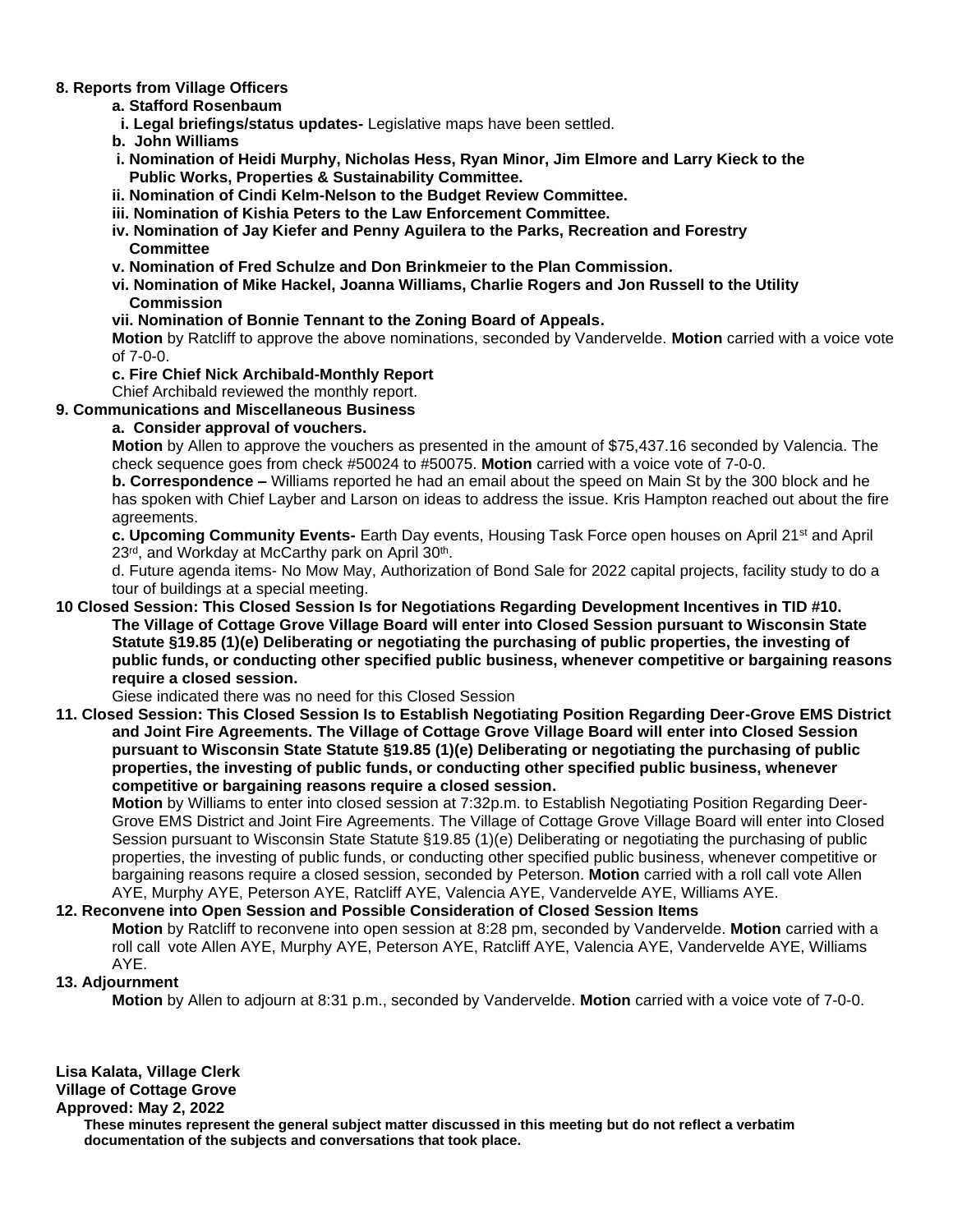**8. Reports from Village Officers**

**a. Stafford Rosenbaum**

**i. Legal briefings/status updates-** Legislative maps have been settled.

**b. John Williams**

**i. Nomination of Heidi Murphy, Nicholas Hess, Ryan Minor, Jim Elmore and Larry Kieck to the Public Works, Properties & Sustainability Committee.**

**ii. Nomination of Cindi Kelm-Nelson to the Budget Review Committee.**

**iii. Nomination of Kishia Peters to the Law Enforcement Committee.**

**iv. Nomination of Jay Kiefer and Penny Aguilera to the Parks, Recreation and Forestry Committee**

**v. Nomination of Fred Schulze and Don Brinkmeier to the Plan Commission.**

**vi. Nomination of Mike Hackel, Joanna Williams, Charlie Rogers and Jon Russell to the Utility Commission**

**vii. Nomination of Bonnie Tennant to the Zoning Board of Appeals.**

**Motion** by Ratcliff to approve the above nominations, seconded by Vandervelde. **Motion** carried with a voice vote of 7-0-0.

**c. Fire Chief Nick Archibald-Monthly Report**

Chief Archibald reviewed the monthly report.

**9. Communications and Miscellaneous Business**

**a. Consider approval of vouchers.**

**Motion** by Allen to approve the vouchers as presented in the amount of $75,437.16 seconded by Valencia. The check sequence goes from check #50024 to #50075. **Motion** carried with a voice vote of 7-0-0.

**b. Correspondence –** Williams reported he had an email about the speed on Main St by the 300 block and he has spoken with Chief Layber and Larson on ideas to address the issue. Kris Hampton reached out about the fire agreements.

**c. Upcoming Community Events-** Earth Day events, Housing Task Force open houses on April 21st and April 23rd, and Workday at McCarthy park on April 30th.

d. Future agenda items- No Mow May, Authorization of Bond Sale for 2022 capital projects, facility study to do a tour of buildings at a special meeting.

**10 Closed Session: This Closed Session Is for Negotiations Regarding Development Incentives in TID #10. The Village of Cottage Grove Village Board will enter into Closed Session pursuant to Wisconsin State Statute §19.85 (1)(e) Deliberating or negotiating the purchasing of public properties, the investing of public funds, or conducting other specified public business, whenever competitive or bargaining reasons require a closed session.**

Giese indicated there was no need for this Closed Session

**11. Closed Session: This Closed Session Is to Establish Negotiating Position Regarding Deer-Grove EMS District and Joint Fire Agreements. The Village of Cottage Grove Village Board will enter into Closed Session pursuant to Wisconsin State Statute §19.85 (1)(e) Deliberating or negotiating the purchasing of public properties, the investing of public funds, or conducting other specified public business, whenever competitive or bargaining reasons require a closed session.**

**Motion** by Williams to enter into closed session at 7:32p.m. to Establish Negotiating Position Regarding Deer-Grove EMS District and Joint Fire Agreements. The Village of Cottage Grove Village Board will enter into Closed Session pursuant to Wisconsin State Statute §19.85 (1)(e) Deliberating or negotiating the purchasing of public properties, the investing of public funds, or conducting other specified public business, whenever competitive or bargaining reasons require a closed session, seconded by Peterson. **Motion** carried with a roll call vote Allen AYE, Murphy AYE, Peterson AYE, Ratcliff AYE, Valencia AYE, Vandervelde AYE, Williams AYE.

**12. Reconvene into Open Session and Possible Consideration of Closed Session Items**

**Motion** by Ratcliff to reconvene into open session at 8:28 pm, seconded by Vandervelde. **Motion** carried with a roll call vote Allen AYE, Murphy AYE, Peterson AYE, Ratcliff AYE, Valencia AYE, Vandervelde AYE, Williams AYE.

**13. Adjournment**

**Motion** by Allen to adjourn at 8:31 p.m., seconded by Vandervelde. **Motion** carried with a voice vote of 7-0-0.

**Lisa Kalata, Village Clerk**
**Village of Cottage Grove**
**Approved: May 2, 2022**

**These minutes represent the general subject matter discussed in this meeting but do not reflect a verbatim documentation of the subjects and conversations that took place.**